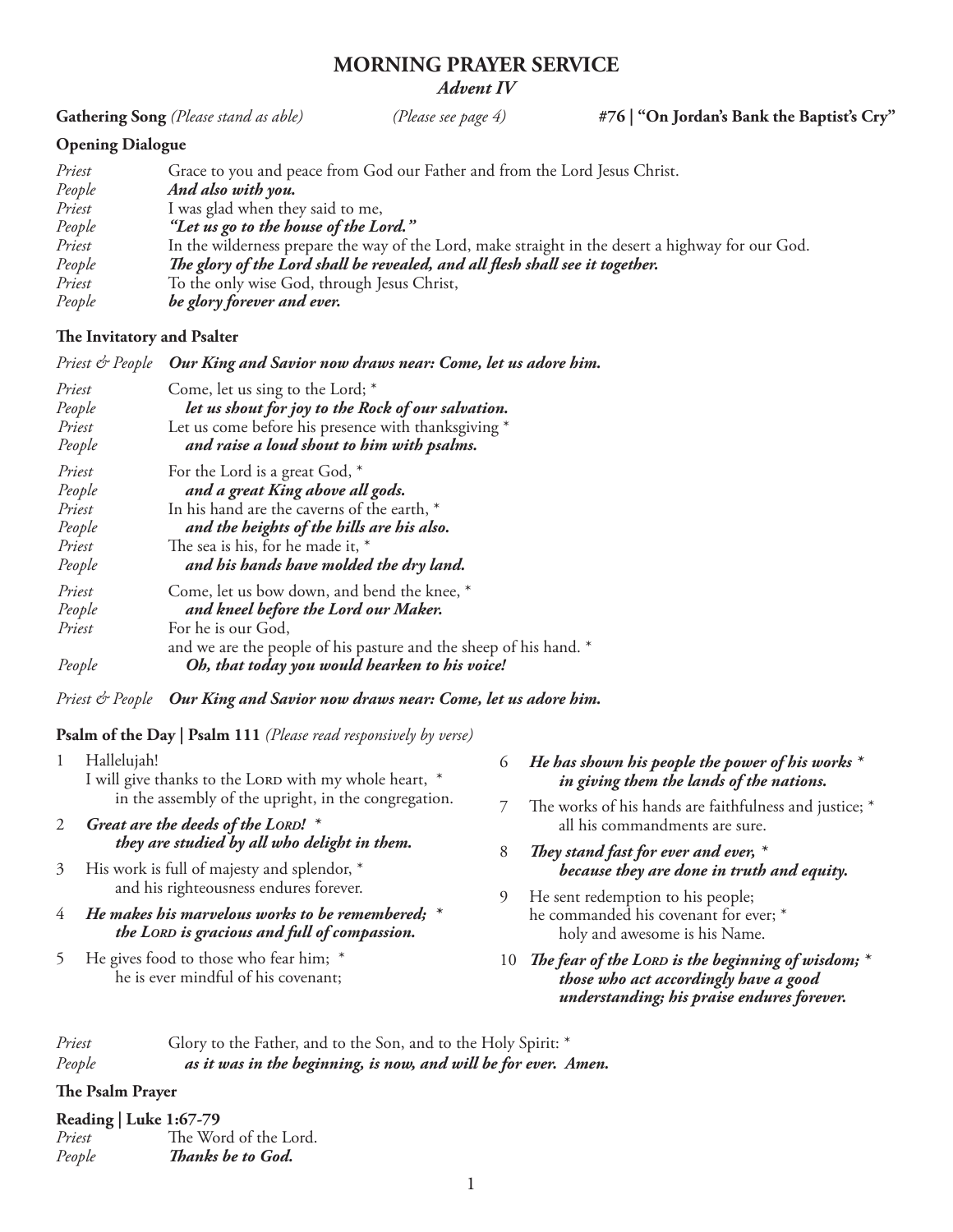# MORNING PRAYER SERVICE

## *Advent IV*

**Gathering Song** *(Please stand as able)* *(Please see page 4)* **#76 | "On Jordan's Bank the Baptist's Cry"**

### Opening Dialogue

*Priest* Grace to you and peace from God our Father and from the Lord Jesus Christ.
*People* ***And also with you.***
*Priest* I was glad when they said to me,
*People* ***"Let us go to the house of the Lord."***
*Priest* In the wilderness prepare the way of the Lord, make straight in the desert a highway for our God.
*People* ***The glory of the Lord shall be revealed, and all flesh shall see it together.***
*Priest* To the only wise God, through Jesus Christ,
*People* ***be glory forever and ever.***

### The Invitatory and Psalter

*Priest & People* ***Our King and Savior now draws near: Come, let us adore him.***

*Priest* Come, let us sing to the Lord; *
*People* ***let us shout for joy to the Rock of our salvation.***
*Priest* Let us come before his presence with thanksgiving *
*People* ***and raise a loud shout to him with psalms.***

*Priest* For the Lord is a great God, *
*People* ***and a great King above all gods.***
*Priest* In his hand are the caverns of the earth, *
*People* ***and the heights of the hills are his also.***
*Priest* The sea is his, for he made it, *
*People* ***and his hands have molded the dry land.***

*Priest* Come, let us bow down, and bend the knee, *
*People* ***and kneel before the Lord our Maker.***
*Priest* For he is our God,
and we are the people of his pasture and the sheep of his hand. *
*People* ***Oh, that today you would hearken to his voice!***

*Priest & People* ***Our King and Savior now draws near: Come, let us adore him.***

### Psalm of the Day | Psalm 111 *(Please read responsively by verse)*

1 Hallelujah!
I will give thanks to the Lord with my whole heart, *
in the assembly of the upright, in the congregation.

2 ***Great are the deeds of the Lord! *
they are studied by all who delight in them.***

3 His work is full of majesty and splendor, *
and his righteousness endures forever.

4 ***He makes his marvelous works to be remembered; *
the Lord is gracious and full of compassion.***

5 He gives food to those who fear him; *
he is ever mindful of his covenant;

6 ***He has shown his people the power of his works *
in giving them the lands of the nations.***

7 The works of his hands are faithfulness and justice; *
all his commandments are sure.

8 ***They stand fast for ever and ever, *
because they are done in truth and equity.***

9 He sent redemption to his people;
he commanded his covenant for ever; *
holy and awesome is his Name.

10 ***The fear of the Lord is the beginning of wisdom; *
those who act accordingly have a good understanding; his praise endures forever.***

*Priest* Glory to the Father, and to the Son, and to the Holy Spirit: *
*People* ***as it was in the beginning, is now, and will be for ever. Amen.***

### The Psalm Prayer

### Reading | Luke 1:67-79

*Priest* The Word of the Lord.
*People* ***Thanks be to God.***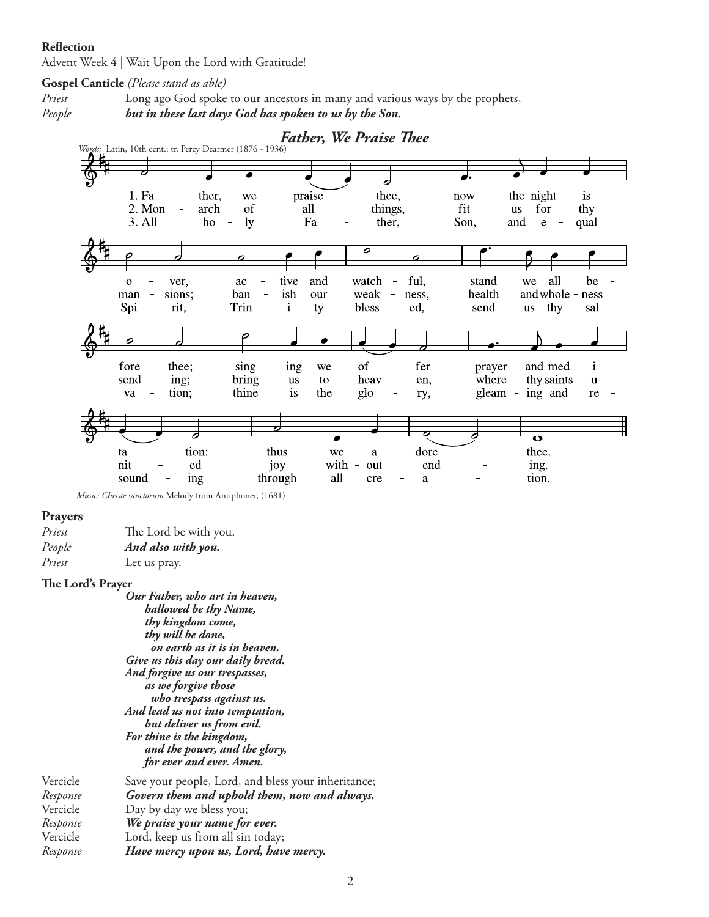**Reflection**

Advent Week 4 | Wait Upon the Lord with Gratitude!

**Gospel Canticle** *(Please stand as able)*

*Priest* Long ago God spoke to our ancestors in many and various ways by the prophets,

*People* ***but in these last days God has spoken to us by the Son.***

## *Father, We Praise Thee*

*Words:* Latin, 10th cent.; tr. Percy Dearmer (1876 - 1936)

1. Father, we praise thee, now the night is over, active and watchful, stand we all before thee; singing we offer prayer and meditation: thus we adore thee.

2. Monarch of all things, fit us for thy mansions; banish our weakness, health and wholeness sending; bring us to heaven, where thy saints united joy without ending.

3. All holy Father, Son, and equal Spirit, Trinity blessed, send us thy salvation; thine is the glory, gleaming and resounding through all creation.

*Music: Christe sanctorum* Melody from Antiphoner, (1681)

**Prayers**

*Priest* The Lord be with you.

*People* ***And also with you.***

*Priest* Let us pray.

**The Lord's Prayer**

***Our Father, who art in heaven,***
***hallowed be thy Name,***
***thy kingdom come,***
***thy will be done,***
***on earth as it is in heaven.***
***Give us this day our daily bread.***
***And forgive us our trespasses,***
***as we forgive those***
***who trespass against us.***
***And lead us not into temptation,***
***but deliver us from evil.***
***For thine is the kingdom,***
***and the power, and the glory,***
***for ever and ever. Amen.***

Vercicle Save your people, Lord, and bless your inheritance;

*Response* ***Govern them and uphold them, now and always.***

Vercicle Day by day we bless you;

*Response* ***We praise your name for ever.***

Vercicle Lord, keep us from all sin today;

*Response* ***Have mercy upon us, Lord, have mercy.***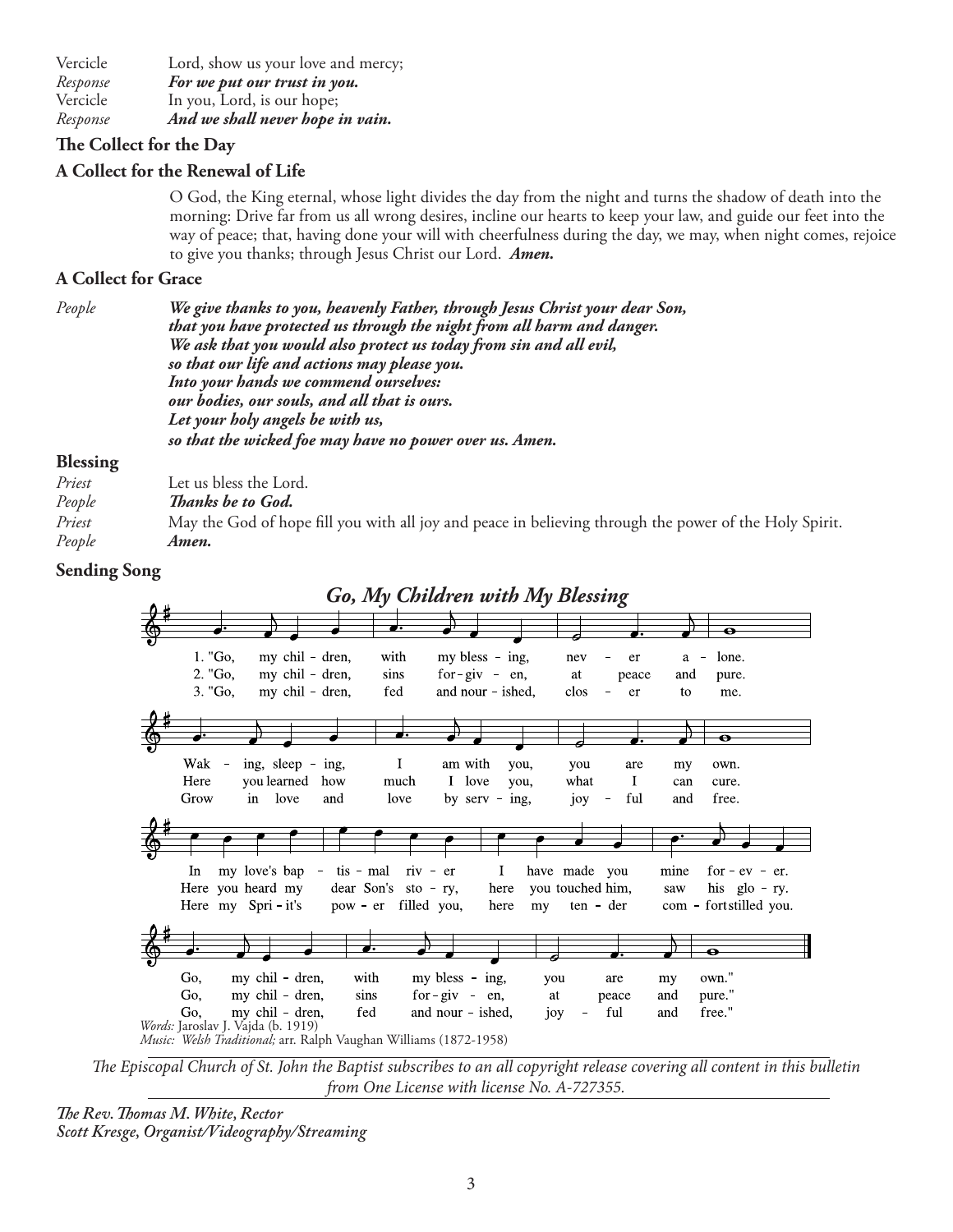| | |
|---|---|
| Vercicle | Lord, show us your love and mercy; |
| *Response* | ***For we put our trust in you.*** |
| Vercicle | In you, Lord, is our hope; |
| *Response* | ***And we shall never hope in vain.*** |

**The Collect for the Day**

**A Collect for the Renewal of Life**

O God, the King eternal, whose light divides the day from the night and turns the shadow of death into the morning: Drive far from us all wrong desires, incline our hearts to keep your law, and guide our feet into the way of peace; that, having done your will with cheerfulness during the day, we may, when night comes, rejoice to give you thanks; through Jesus Christ our Lord. ***Amen.***

**A Collect for Grace**

*People* ***We give thanks to you, heavenly Father, through Jesus Christ your dear Son,***
***that you have protected us through the night from all harm and danger.***
***We ask that you would also protect us today from sin and all evil,***
***so that our life and actions may please you.***
***Into your hands we commend ourselves:***
***our bodies, our souls, and all that is ours.***
***Let your holy angels be with us,***
***so that the wicked foe may have no power over us. Amen.***

**Blessing**

| | |
|---|---|
| *Priest* | Let us bless the Lord. |
| *People* | ***Thanks be to God.*** |
| *Priest* | May the God of hope fill you with all joy and peace in believing through the power of the Holy Spirit. |
| *People* | ***Amen.*** |

**Sending Song**

***Go, My Children with My Blessing***

1. "Go, my children, with my blessing, never alone.
Waking, sleeping, I am with you, you are my own.
In my love's baptismal river I have made you mine forever.
Go, my children, with my blessing, you are my own."

2. "Go, my children, sins forgiven, at peace and pure.
Here you learned how much I love you, what I can cure.
Here you heard my dear Son's story, here you touched him, saw his glory.
Go, my children, sins forgiven, at peace and pure."

3. "Go, my children, fed and nourished, closer to me.
Grow in love and love by serving, joyful and free.
Here my Spirit's power filled you, here my tender comfort stilled you.
Go, my children, fed and nourished, joyful and free."

*Words:* Jaroslav J. Vajda (b. 1919)
*Music: Welsh Traditional;* arr. Ralph Vaughan Williams (1872-1958)

---

*The Episcopal Church of St. John the Baptist subscribes to an all copyright release covering all content in this bulletin from One License with license No. A-727355.*

---

***The Rev. Thomas M. White, Rector***
***Scott Kresge, Organist/Videography/Streaming***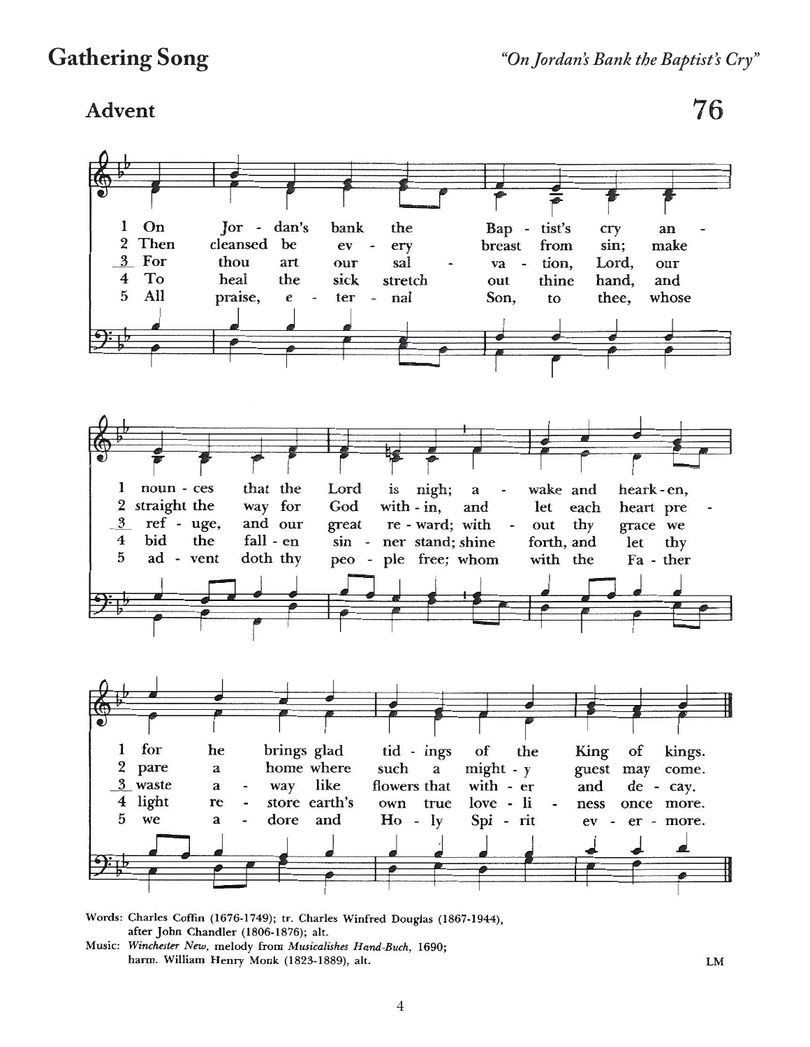## Gathering Song

*"On Jordan's Bank the Baptist's Cry"*

### Advent

**76**

1 On Jordan's bank the Baptist's cry announces that the Lord is nigh; awake and hearken, for he brings glad tidings of the King of kings.

2 Then cleansed be every breast from sin; make straight the way for God within, and let each heart prepare a home where such a mighty guest may come.

3 For thou art our salvation, Lord, our refuge, and our great reward; without thy grace we waste away like flowers that wither and decay.

4 To heal the sick stretch out thine hand, and bid the fallen sinner stand; shine forth, and let thy light restore earth's own true loveliness once more.

5 All praise, eternal Son, to thee, whose advent doth thy people free; whom with the Father we adore and Holy Spirit evermore.

Words: Charles Coffin (1676-1749); tr. Charles Winfred Douglas (1867-1944), after John Chandler (1806-1876); alt.
Music: *Winchester New*, melody from *Musicalishes Hand-Buch*, 1690; harm. William Henry Monk (1823-1889), alt.

LM